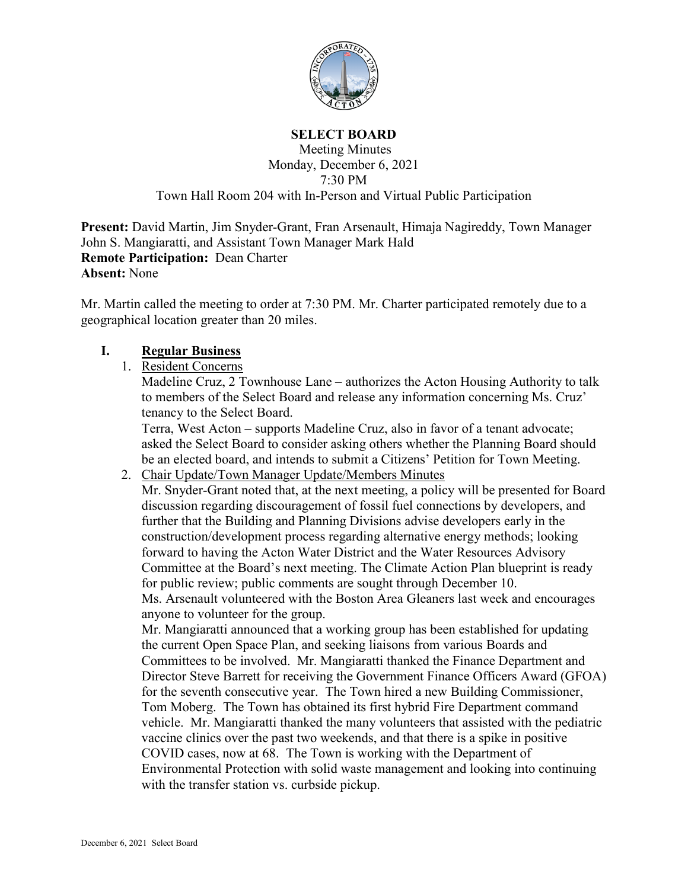# SELECT BOARD

Meeting Minutes
Monday, December 6, 2021
7:30 PM
Town Hall Room 204 with In-Person and Virtual Public Participation

**Present:** David Martin, Jim Snyder-Grant, Fran Arsenault, Himaja Nagireddy, Town Manager John S. Mangiaratti, and Assistant Town Manager Mark Hald
**Remote Participation:** Dean Charter
**Absent:** None

Mr. Martin called the meeting to order at 7:30 PM. Mr. Charter participated remotely due to a geographical location greater than 20 miles.

## I. Regular Business

1. Resident Concerns
   Madeline Cruz, 2 Townhouse Lane – authorizes the Acton Housing Authority to talk to members of the Select Board and release any information concerning Ms. Cruz' tenancy to the Select Board.
   Terra, West Acton – supports Madeline Cruz, also in favor of a tenant advocate; asked the Select Board to consider asking others whether the Planning Board should be an elected board, and intends to submit a Citizens' Petition for Town Meeting.
2. Chair Update/Town Manager Update/Members Minutes
   Mr. Snyder-Grant noted that, at the next meeting, a policy will be presented for Board discussion regarding discouragement of fossil fuel connections by developers, and further that the Building and Planning Divisions advise developers early in the construction/development process regarding alternative energy methods; looking forward to having the Acton Water District and the Water Resources Advisory Committee at the Board's next meeting. The Climate Action Plan blueprint is ready for public review; public comments are sought through December 10.
   Ms. Arsenault volunteered with the Boston Area Gleaners last week and encourages anyone to volunteer for the group.
   Mr. Mangiaratti announced that a working group has been established for updating the current Open Space Plan, and seeking liaisons from various Boards and Committees to be involved. Mr. Mangiaratti thanked the Finance Department and Director Steve Barrett for receiving the Government Finance Officers Award (GFOA) for the seventh consecutive year. The Town hired a new Building Commissioner, Tom Moberg. The Town has obtained its first hybrid Fire Department command vehicle. Mr. Mangiaratti thanked the many volunteers that assisted with the pediatric vaccine clinics over the past two weekends, and that there is a spike in positive COVID cases, now at 68. The Town is working with the Department of Environmental Protection with solid waste management and looking into continuing with the transfer station vs. curbside pickup.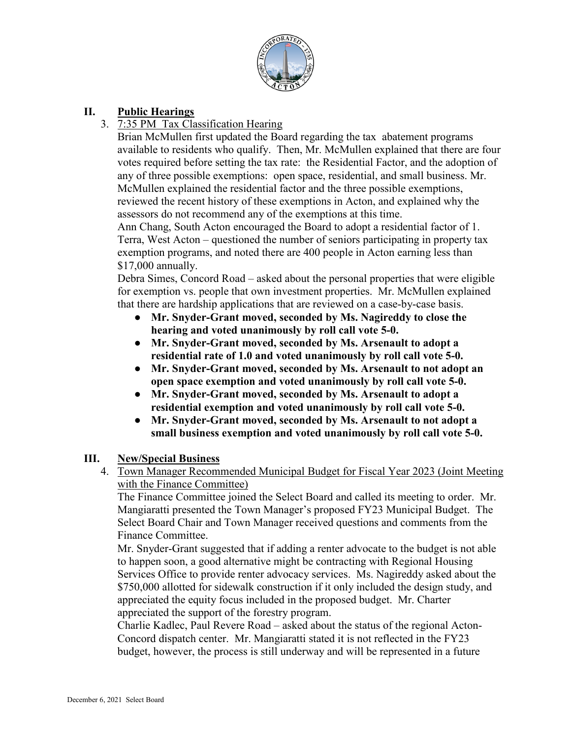## II. Public Hearings

3. 7:35 PM Tax Classification Hearing

   Brian McMullen first updated the Board regarding the tax abatement programs available to residents who qualify. Then, Mr. McMullen explained that there are four votes required before setting the tax rate: the Residential Factor, and the adoption of any of three possible exemptions: open space, residential, and small business. Mr. McMullen explained the residential factor and the three possible exemptions, reviewed the recent history of these exemptions in Acton, and explained why the assessors do not recommend any of the exemptions at this time.

   Ann Chang, South Acton encouraged the Board to adopt a residential factor of 1.

   Terra, West Acton – questioned the number of seniors participating in property tax exemption programs, and noted there are 400 people in Acton earning less than $17,000 annually.

   Debra Simes, Concord Road – asked about the personal properties that were eligible for exemption vs. people that own investment properties. Mr. McMullen explained that there are hardship applications that are reviewed on a case-by-case basis.

   - **Mr. Snyder-Grant moved, seconded by Ms. Nagireddy to close the hearing and voted unanimously by roll call vote 5-0.**
   - **Mr. Snyder-Grant moved, seconded by Ms. Arsenault to adopt a residential rate of 1.0 and voted unanimously by roll call vote 5-0.**
   - **Mr. Snyder-Grant moved, seconded by Ms. Arsenault to not adopt an open space exemption and voted unanimously by roll call vote 5-0.**
   - **Mr. Snyder-Grant moved, seconded by Ms. Arsenault to adopt a residential exemption and voted unanimously by roll call vote 5-0.**
   - **Mr. Snyder-Grant moved, seconded by Ms. Arsenault to not adopt a small business exemption and voted unanimously by roll call vote 5-0.**

## III. New/Special Business

4. Town Manager Recommended Municipal Budget for Fiscal Year 2023 (Joint Meeting with the Finance Committee)

   The Finance Committee joined the Select Board and called its meeting to order. Mr. Mangiaratti presented the Town Manager's proposed FY23 Municipal Budget. The Select Board Chair and Town Manager received questions and comments from the Finance Committee.

   Mr. Snyder-Grant suggested that if adding a renter advocate to the budget is not able to happen soon, a good alternative might be contracting with Regional Housing Services Office to provide renter advocacy services. Ms. Nagireddy asked about the $750,000 allotted for sidewalk construction if it only included the design study, and appreciated the equity focus included in the proposed budget. Mr. Charter appreciated the support of the forestry program.

   Charlie Kadlec, Paul Revere Road – asked about the status of the regional Acton-Concord dispatch center. Mr. Mangiaratti stated it is not reflected in the FY23 budget, however, the process is still underway and will be represented in a future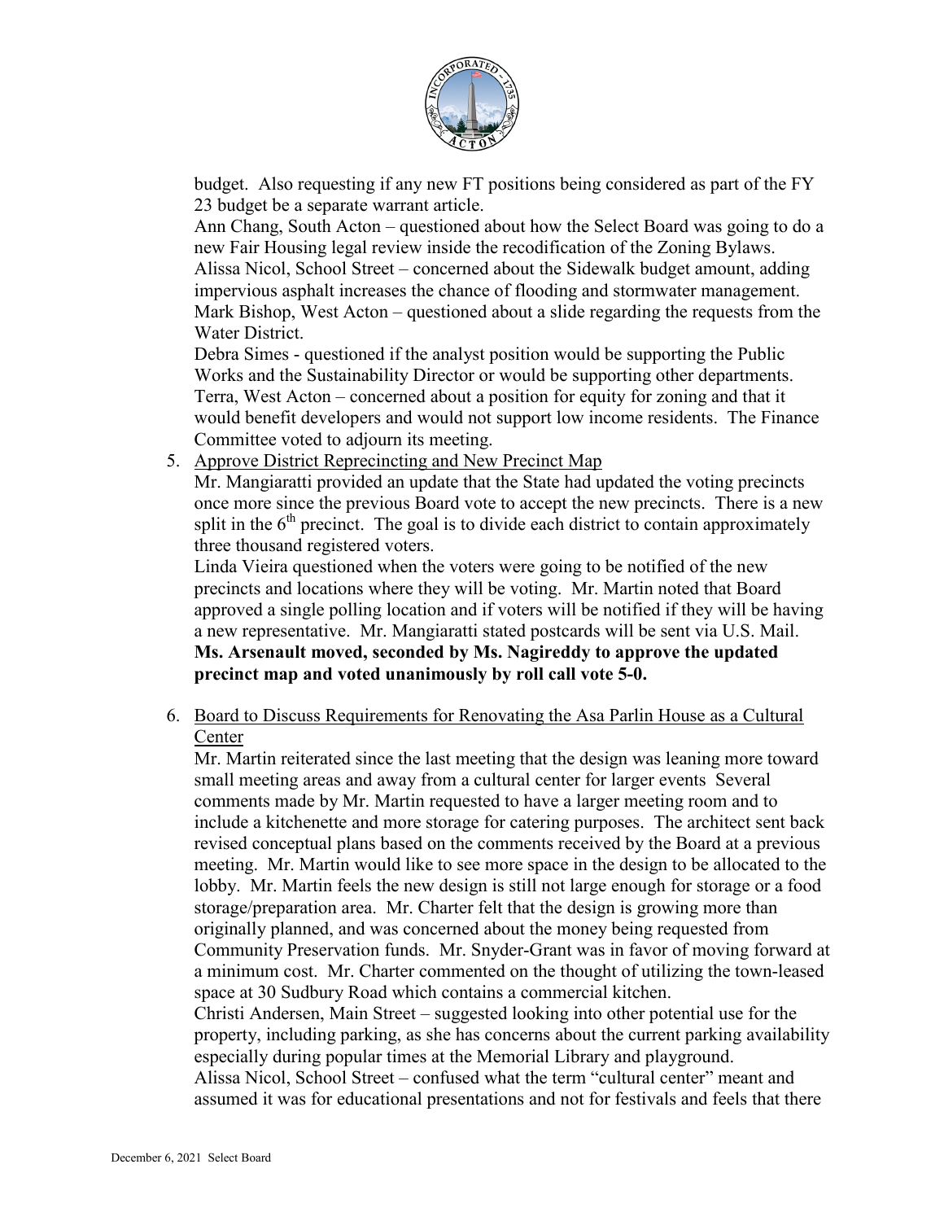budget. Also requesting if any new FT positions being considered as part of the FY 23 budget be a separate warrant article.

Ann Chang, South Acton – questioned about how the Select Board was going to do a new Fair Housing legal review inside the recodification of the Zoning Bylaws.

Alissa Nicol, School Street – concerned about the Sidewalk budget amount, adding impervious asphalt increases the chance of flooding and stormwater management.

Mark Bishop, West Acton – questioned about a slide regarding the requests from the Water District.

Debra Simes - questioned if the analyst position would be supporting the Public Works and the Sustainability Director or would be supporting other departments.

Terra, West Acton – concerned about a position for equity for zoning and that it would benefit developers and would not support low income residents. The Finance Committee voted to adjourn its meeting.

5. Approve District Reprecincting and New Precinct Map

   Mr. Mangiaratti provided an update that the State had updated the voting precincts once more since the previous Board vote to accept the new precincts. There is a new split in the 6th precinct. The goal is to divide each district to contain approximately three thousand registered voters.

   Linda Vieira questioned when the voters were going to be notified of the new precincts and locations where they will be voting. Mr. Martin noted that Board approved a single polling location and if voters will be notified if they will be having a new representative. Mr. Mangiaratti stated postcards will be sent via U.S. Mail.

   **Ms. Arsenault moved, seconded by Ms. Nagireddy to approve the updated precinct map and voted unanimously by roll call vote 5-0.**

6. Board to Discuss Requirements for Renovating the Asa Parlin House as a Cultural Center

   Mr. Martin reiterated since the last meeting that the design was leaning more toward small meeting areas and away from a cultural center for larger events Several comments made by Mr. Martin requested to have a larger meeting room and to include a kitchenette and more storage for catering purposes. The architect sent back revised conceptual plans based on the comments received by the Board at a previous meeting. Mr. Martin would like to see more space in the design to be allocated to the lobby. Mr. Martin feels the new design is still not large enough for storage or a food storage/preparation area. Mr. Charter felt that the design is growing more than originally planned, and was concerned about the money being requested from Community Preservation funds. Mr. Snyder-Grant was in favor of moving forward at a minimum cost. Mr. Charter commented on the thought of utilizing the town-leased space at 30 Sudbury Road which contains a commercial kitchen.

   Christi Andersen, Main Street – suggested looking into other potential use for the property, including parking, as she has concerns about the current parking availability especially during popular times at the Memorial Library and playground.

   Alissa Nicol, School Street – confused what the term "cultural center" meant and assumed it was for educational presentations and not for festivals and feels that there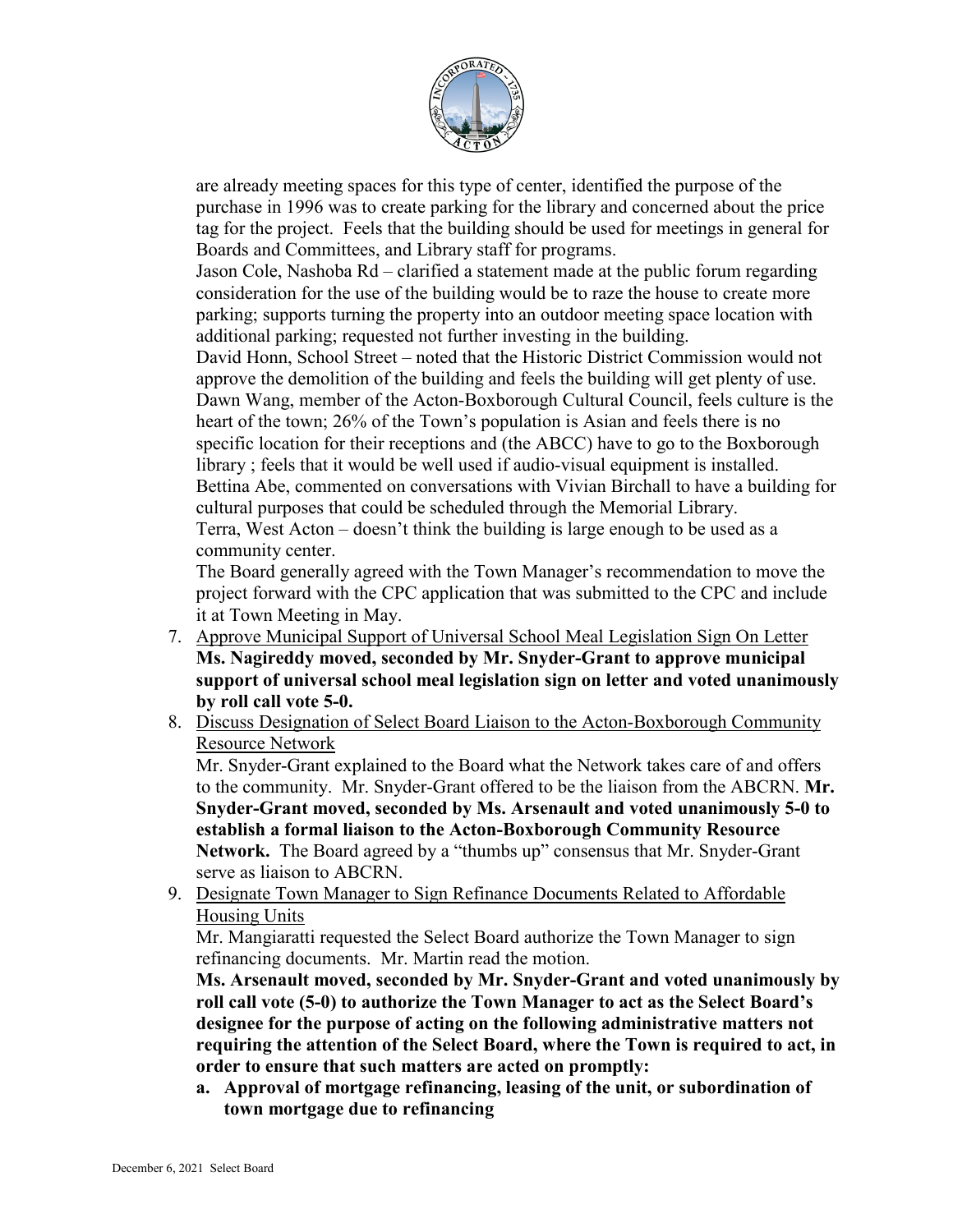are already meeting spaces for this type of center, identified the purpose of the purchase in 1996 was to create parking for the library and concerned about the price tag for the project. Feels that the building should be used for meetings in general for Boards and Committees, and Library staff for programs.

Jason Cole, Nashoba Rd – clarified a statement made at the public forum regarding consideration for the use of the building would be to raze the house to create more parking; supports turning the property into an outdoor meeting space location with additional parking; requested not further investing in the building.

David Honn, School Street – noted that the Historic District Commission would not approve the demolition of the building and feels the building will get plenty of use.

Dawn Wang, member of the Acton-Boxborough Cultural Council, feels culture is the heart of the town; 26% of the Town's population is Asian and feels there is no specific location for their receptions and (the ABCC) have to go to the Boxborough library ; feels that it would be well used if audio-visual equipment is installed.

Bettina Abe, commented on conversations with Vivian Birchall to have a building for cultural purposes that could be scheduled through the Memorial Library.

Terra, West Acton – doesn't think the building is large enough to be used as a community center.

The Board generally agreed with the Town Manager's recommendation to move the project forward with the CPC application that was submitted to the CPC and include it at Town Meeting in May.

7. Approve Municipal Support of Universal School Meal Legislation Sign On Letter
   **Ms. Nagireddy moved, seconded by Mr. Snyder-Grant to approve municipal support of universal school meal legislation sign on letter and voted unanimously by roll call vote 5-0.**

8. Discuss Designation of Select Board Liaison to the Acton-Boxborough Community Resource Network
   Mr. Snyder-Grant explained to the Board what the Network takes care of and offers to the community. Mr. Snyder-Grant offered to be the liaison from the ABCRN. **Mr. Snyder-Grant moved, seconded by Ms. Arsenault and voted unanimously 5-0 to establish a formal liaison to the Acton-Boxborough Community Resource Network.** The Board agreed by a "thumbs up" consensus that Mr. Snyder-Grant serve as liaison to ABCRN.

9. Designate Town Manager to Sign Refinance Documents Related to Affordable Housing Units
   Mr. Mangiaratti requested the Select Board authorize the Town Manager to sign refinancing documents. Mr. Martin read the motion.
   **Ms. Arsenault moved, seconded by Mr. Snyder-Grant and voted unanimously by roll call vote (5-0) to authorize the Town Manager to act as the Select Board's designee for the purpose of acting on the following administrative matters not requiring the attention of the Select Board, where the Town is required to act, in order to ensure that such matters are acted on promptly:**
   a. **Approval of mortgage refinancing, leasing of the unit, or subordination of town mortgage due to refinancing**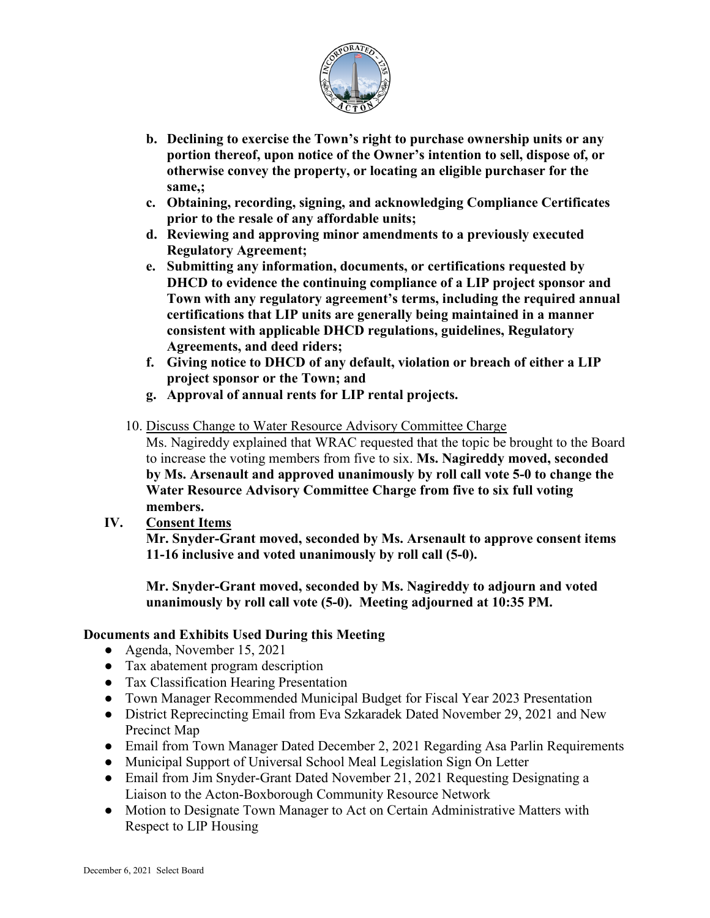- **b. Declining to exercise the Town's right to purchase ownership units or any portion thereof, upon notice of the Owner's intention to sell, dispose of, or otherwise convey the property, or locating an eligible purchaser for the same,;**
- **c. Obtaining, recording, signing, and acknowledging Compliance Certificates prior to the resale of any affordable units;**
- **d. Reviewing and approving minor amendments to a previously executed Regulatory Agreement;**
- **e. Submitting any information, documents, or certifications requested by DHCD to evidence the continuing compliance of a LIP project sponsor and Town with any regulatory agreement's terms, including the required annual certifications that LIP units are generally being maintained in a manner consistent with applicable DHCD regulations, guidelines, Regulatory Agreements, and deed riders;**
- **f. Giving notice to DHCD of any default, violation or breach of either a LIP project sponsor or the Town; and**
- **g. Approval of annual rents for LIP rental projects.**

10. <u>Discuss Change to Water Resource Advisory Committee Charge</u>
Ms. Nagireddy explained that WRAC requested that the topic be brought to the Board to increase the voting members from five to six. **Ms. Nagireddy moved, seconded by Ms. Arsenault and approved unanimously by roll call vote 5-0 to change the Water Resource Advisory Committee Charge from five to six full voting members.**

## IV. <u>Consent Items</u>

**Mr. Snyder-Grant moved, seconded by Ms. Arsenault to approve consent items 11-16 inclusive and voted unanimously by roll call (5-0).**

**Mr. Snyder-Grant moved, seconded by Ms. Nagireddy to adjourn and voted unanimously by roll call vote (5-0). Meeting adjourned at 10:35 PM.**

### Documents and Exhibits Used During this Meeting

- Agenda, November 15, 2021
- Tax abatement program description
- Tax Classification Hearing Presentation
- Town Manager Recommended Municipal Budget for Fiscal Year 2023 Presentation
- District Reprecincting Email from Eva Szkaradek Dated November 29, 2021 and New Precinct Map
- Email from Town Manager Dated December 2, 2021 Regarding Asa Parlin Requirements
- Municipal Support of Universal School Meal Legislation Sign On Letter
- Email from Jim Snyder-Grant Dated November 21, 2021 Requesting Designating a Liaison to the Acton-Boxborough Community Resource Network
- Motion to Designate Town Manager to Act on Certain Administrative Matters with Respect to LIP Housing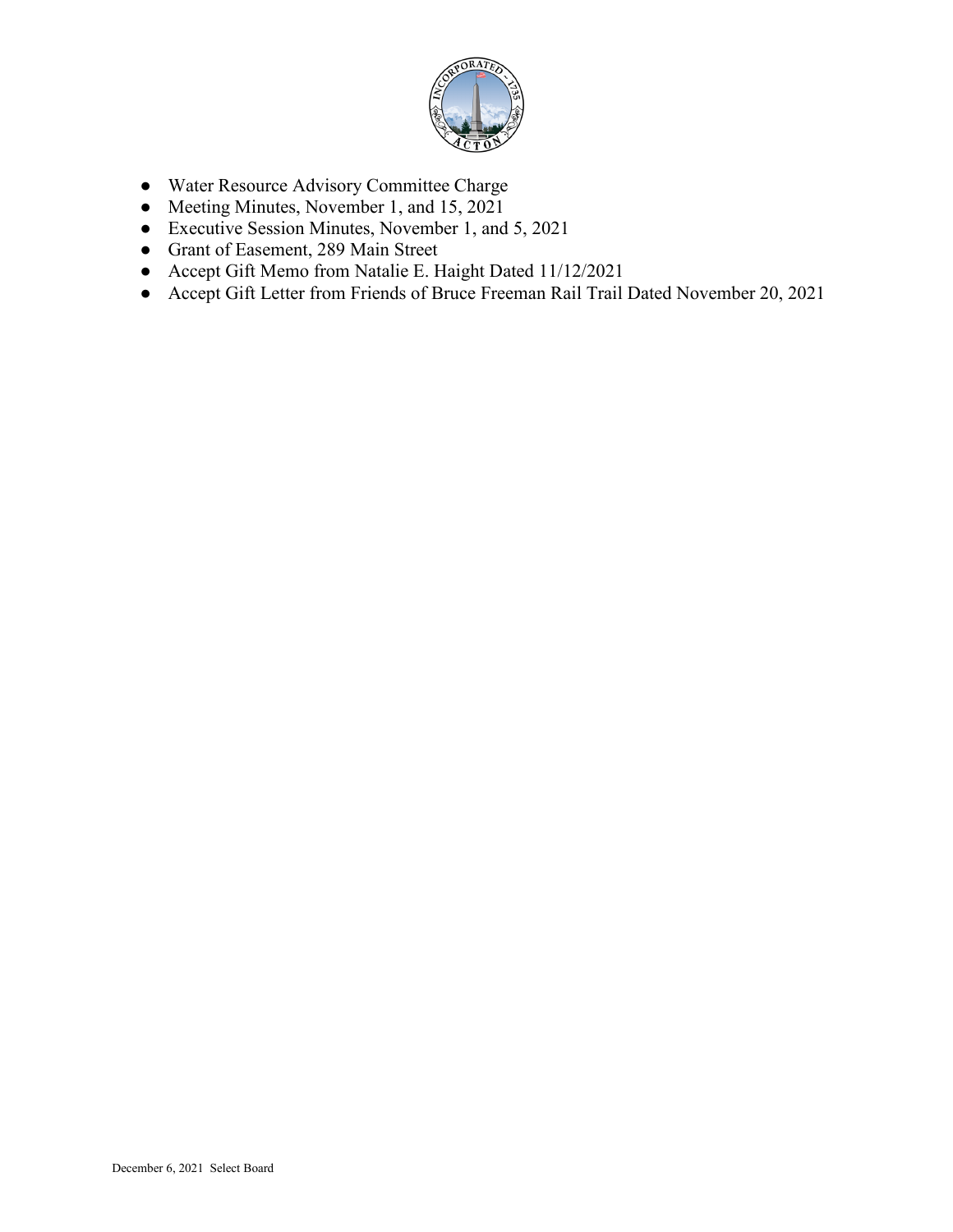- Water Resource Advisory Committee Charge
- Meeting Minutes, November 1, and 15, 2021
- Executive Session Minutes, November 1, and 5, 2021
- Grant of Easement, 289 Main Street
- Accept Gift Memo from Natalie E. Haight Dated 11/12/2021
- Accept Gift Letter from Friends of Bruce Freeman Rail Trail Dated November 20, 2021